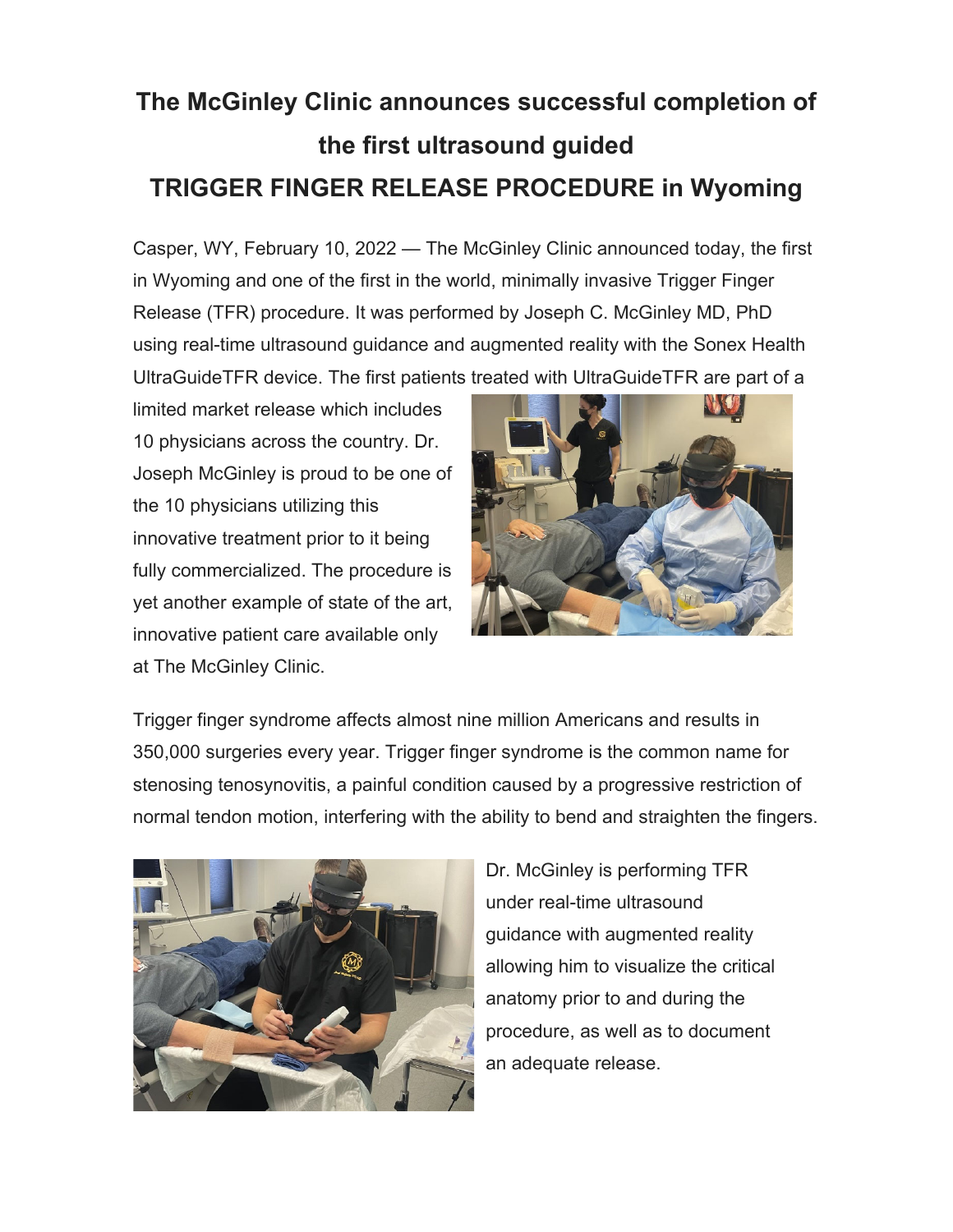# The McGinley Clinic announces successful completion of the first ultrasound guided TRIGGER FINGER RELEASE PROCEDURE in Wyoming

Casper, WY, February 10, 2022 — The McGinley Clinic announced today, the first in Wyoming and one of the first in the world, minimally invasive Trigger Finger Release (TFR) procedure. It was performed by Joseph C. McGinley MD, PhD using real-time ultrasound guidance and augmented reality with the Sonex Health UltraGuideTFR device. The first patients treated with UltraGuideTFR are part of a limited market release which includes 10 physicians across the country. Dr. Joseph McGinley is proud to be one of the 10 physicians utilizing this innovative treatment prior to it being fully commercialized. The procedure is yet another example of state of the art, innovative patient care available only at The McGinley Clinic.

Trigger finger syndrome affects almost nine million Americans and results in 350,000 surgeries every year. Trigger finger syndrome is the common name for stenosing tenosynovitis, a painful condition caused by a progressive restriction of normal tendon motion, interfering with the ability to bend and straighten the fingers.

Dr. McGinley is performing TFR under real-time ultrasound guidance with augmented reality allowing him to visualize the critical anatomy prior to and during the procedure, as well as to document an adequate release.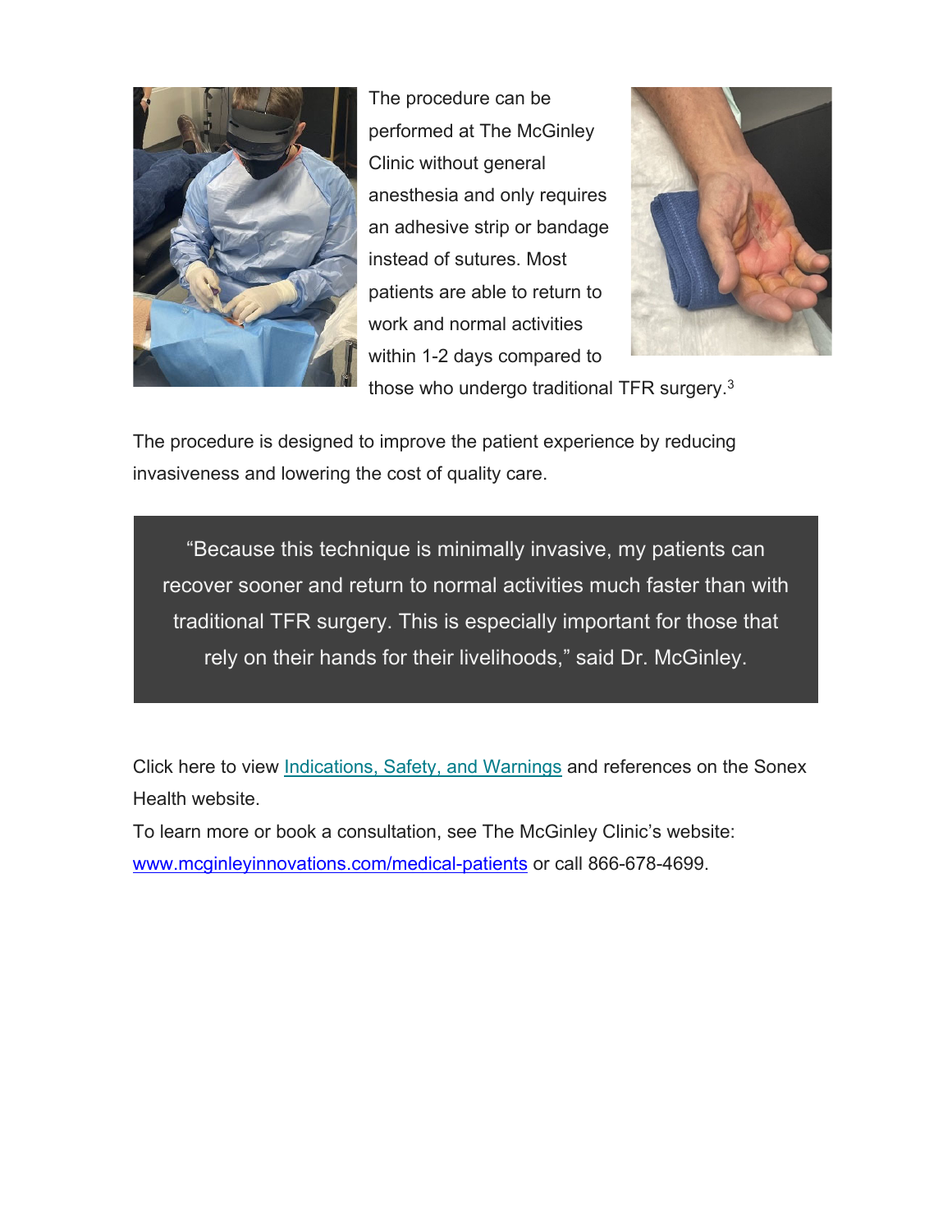The procedure can be performed at The McGinley Clinic without general anesthesia and only requires an adhesive strip or bandage instead of sutures. Most patients are able to return to work and normal activities within 1-2 days compared to those who undergo traditional TFR surgery.[3]

The procedure is designed to improve the patient experience by reducing invasiveness and lowering the cost of quality care.

> "Because this technique is minimally invasive, my patients can recover sooner and return to normal activities much faster than with traditional TFR surgery. This is especially important for those that rely on their hands for their livelihoods," said Dr. McGinley.

Click here to view Indications, Safety, and Warnings and references on the Sonex Health website.

To learn more or book a consultation, see The McGinley Clinic's website: www.mcginleyinnovations.com/medical-patients or call 866-678-4699.